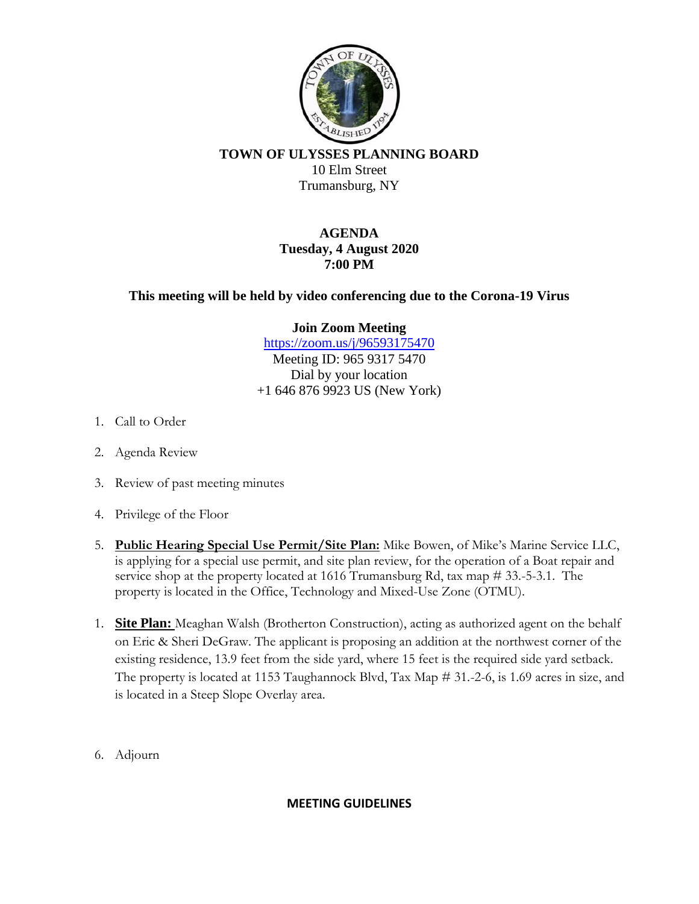**TOWN OF ULYSSES PLANNING BOARD**
10 Elm Street
Trumansburg, NY

**AGENDA**
**Tuesday, 4 August 2020**
**7:00 PM**

**This meeting will be held by video conferencing due to the Corona-19 Virus**

**Join Zoom Meeting**
https://zoom.us/j/96593175470
Meeting ID: 965 9317 5470
Dial by your location
+1 646 876 9923 US (New York)

1. Call to Order

2. Agenda Review

3. Review of past meeting minutes

4. Privilege of the Floor

5. **Public Hearing Special Use Permit/Site Plan:** Mike Bowen, of Mike's Marine Service LLC, is applying for a special use permit, and site plan review, for the operation of a Boat repair and service shop at the property located at 1616 Trumansburg Rd, tax map # 33.-5-3.1. The property is located in the Office, Technology and Mixed-Use Zone (OTMU).

1. **Site Plan:** Meaghan Walsh (Brotherton Construction), acting as authorized agent on the behalf on Eric & Sheri DeGraw. The applicant is proposing an addition at the northwest corner of the existing residence, 13.9 feet from the side yard, where 15 feet is the required side yard setback. The property is located at 1153 Taughannock Blvd, Tax Map # 31.-2-6, is 1.69 acres in size, and is located in a Steep Slope Overlay area.

6. Adjourn

**MEETING GUIDELINES**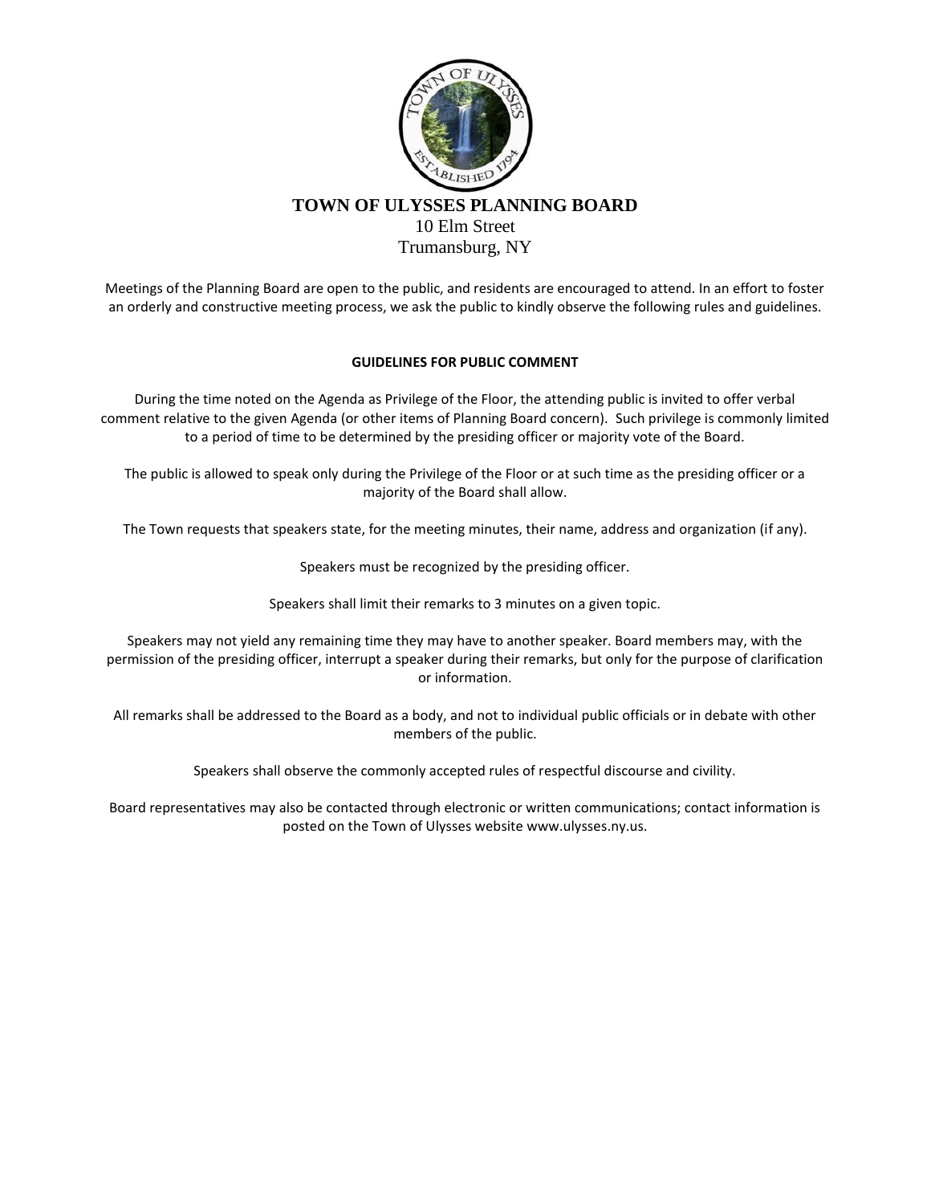# TOWN OF ULYSSES PLANNING BOARD

10 Elm Street
Trumansburg, NY

Meetings of the Planning Board are open to the public, and residents are encouraged to attend. In an effort to foster an orderly and constructive meeting process, we ask the public to kindly observe the following rules and guidelines.

**GUIDELINES FOR PUBLIC COMMENT**

During the time noted on the Agenda as Privilege of the Floor, the attending public is invited to offer verbal comment relative to the given Agenda (or other items of Planning Board concern). Such privilege is commonly limited to a period of time to be determined by the presiding officer or majority vote of the Board.

The public is allowed to speak only during the Privilege of the Floor or at such time as the presiding officer or a majority of the Board shall allow.

The Town requests that speakers state, for the meeting minutes, their name, address and organization (if any).

Speakers must be recognized by the presiding officer.

Speakers shall limit their remarks to 3 minutes on a given topic.

Speakers may not yield any remaining time they may have to another speaker. Board members may, with the permission of the presiding officer, interrupt a speaker during their remarks, but only for the purpose of clarification or information.

All remarks shall be addressed to the Board as a body, and not to individual public officials or in debate with other members of the public.

Speakers shall observe the commonly accepted rules of respectful discourse and civility.

Board representatives may also be contacted through electronic or written communications; contact information is posted on the Town of Ulysses website www.ulysses.ny.us.